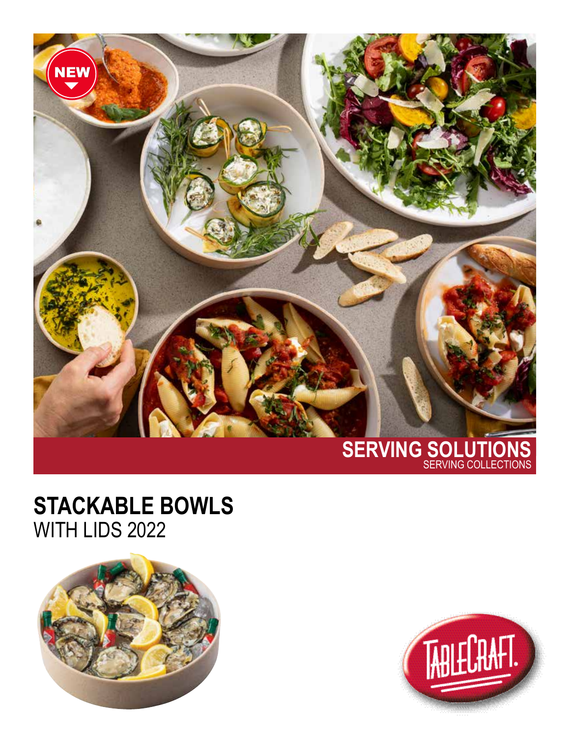**SERVING SOLUTIONS**
SERVING COLLECTIONS

# STACKABLE BOWLS
WITH LIDS 2022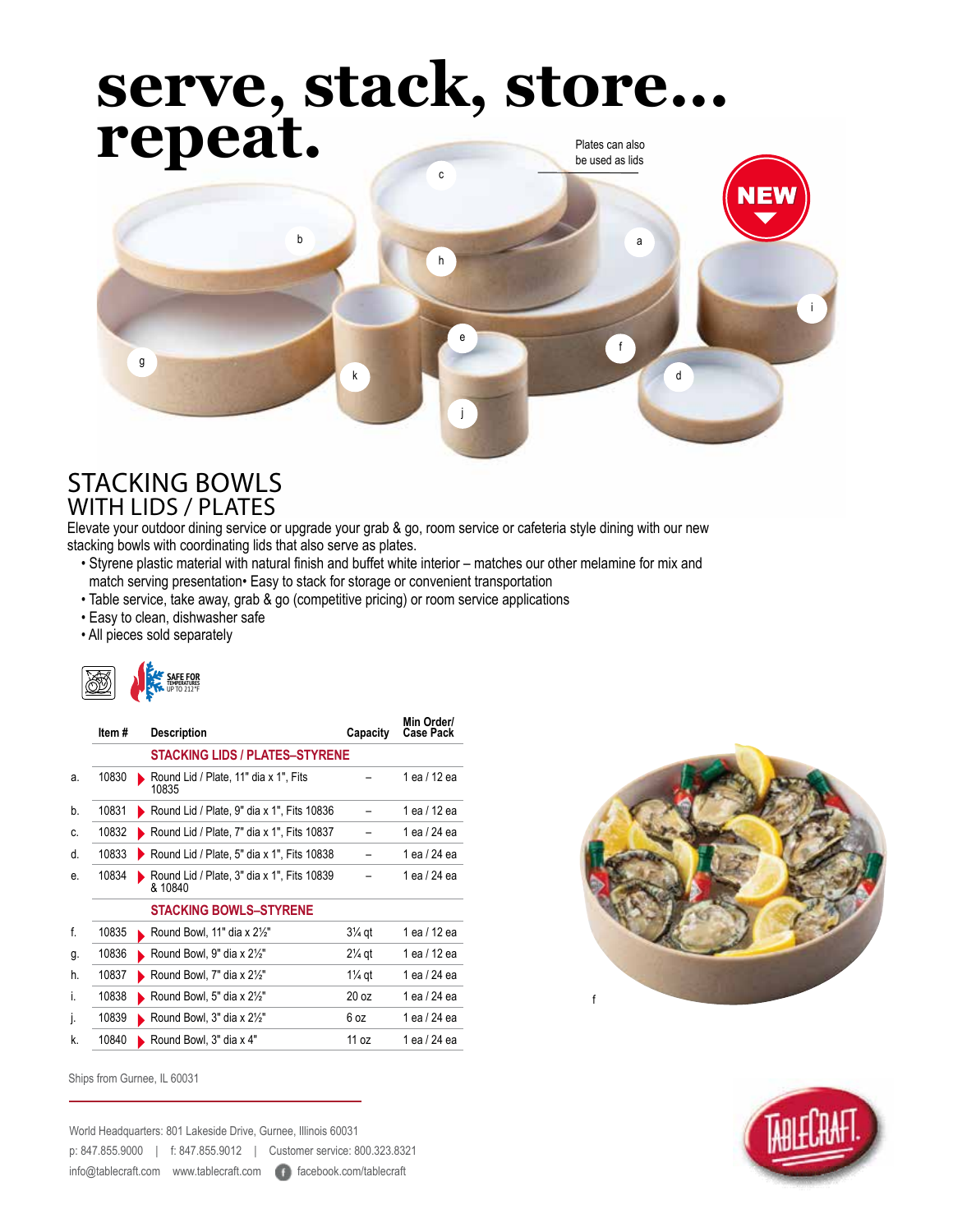# serve, stack, store... repeat.

Plates can also be used as lids

NEW

## STACKING BOWLS WITH LIDS / PLATES

Elevate your outdoor dining service or upgrade your grab & go, room service or cafeteria style dining with our new stacking bowls with coordinating lids that also serve as plates.

- Styrene plastic material with natural finish and buffet white interior – matches our other melamine for mix and match serving presentation• Easy to stack for storage or convenient transportation
- Table service, take away, grab & go (competitive pricing) or room service applications
- Easy to clean, dishwasher safe
- All pieces sold separately

SAFE FOR TEMPERATURES UP TO 212°F

| | Item # | Description | Capacity | Min Order/ Case Pack |
|---|---|---|---|---|
| | | **STACKING LIDS / PLATES–STYRENE** | | |
| a. | 10830 | Round Lid / Plate, 11" dia x 1", Fits 10835 | – | 1 ea / 12 ea |
| b. | 10831 | Round Lid / Plate, 9" dia x 1", Fits 10836 | – | 1 ea / 12 ea |
| c. | 10832 | Round Lid / Plate, 7" dia x 1", Fits 10837 | – | 1 ea / 24 ea |
| d. | 10833 | Round Lid / Plate, 5" dia x 1", Fits 10838 | – | 1 ea / 24 ea |
| e. | 10834 | Round Lid / Plate, 3" dia x 1", Fits 10839 & 10840 | – | 1 ea / 24 ea |
| | | **STACKING BOWLS–STYRENE** | | |
| f. | 10835 | Round Bowl, 11" dia x 2½" | 3¼ qt | 1 ea / 12 ea |
| g. | 10836 | Round Bowl, 9" dia x 2½" | 2¼ qt | 1 ea / 12 ea |
| h. | 10837 | Round Bowl, 7" dia x 2½" | 1¼ qt | 1 ea / 24 ea |
| i. | 10838 | Round Bowl, 5" dia x 2½" | 20 oz | 1 ea / 24 ea |
| j. | 10839 | Round Bowl, 3" dia x 2½" | 6 oz | 1 ea / 24 ea |
| k. | 10840 | Round Bowl, 3" dia x 4" | 11 oz | 1 ea / 24 ea |

f

Ships from Gurnee, IL 60031

World Headquarters: 801 Lakeside Drive, Gurnee, Illinois 60031
p: 847.855.9000 | f: 847.855.9012 | Customer service: 800.323.8321
info@tablecraft.com www.tablecraft.com facebook.com/tablecraft

TABLECRAFT